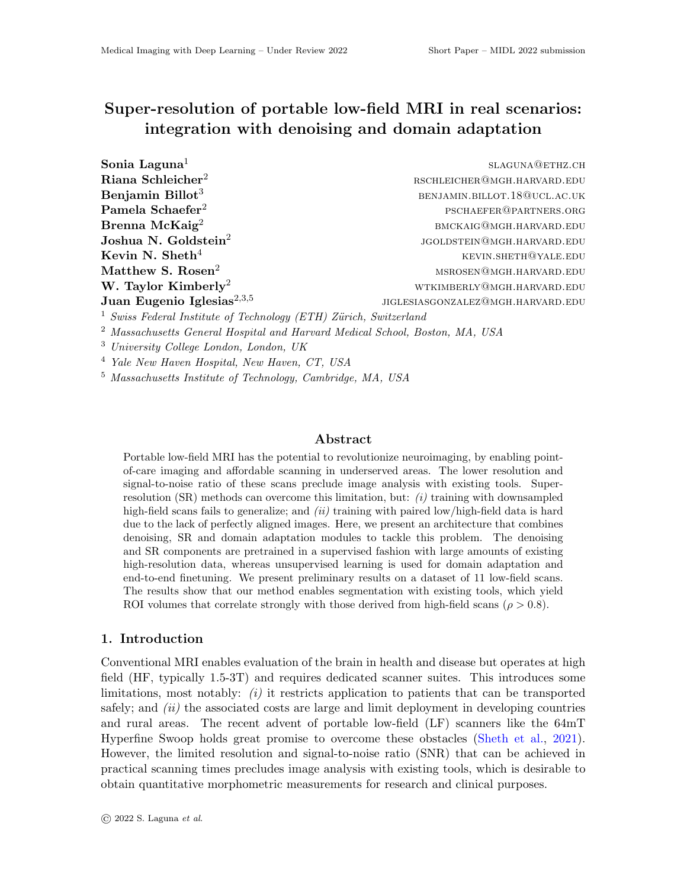# Super-resolution of portable low-field MRI in real scenarios: integration with denoising and domain adaptation

**Sonia Laguna**[1] SLAGUNA@ETHZ.CH
**Riana Schleicher**[2] RSCHLEICHER@MGH.HARVARD.EDU
**Benjamin Billot**[3] BENJAMIN.BILLOT.18@UCL.AC.UK
**Pamela Schaefer**[2] PSCHAEFER@PARTNERS.ORG
**Brenna McKaig**[2] BMCKAIG@MGH.HARVARD.EDU
**Joshua N. Goldstein**[2] JGOLDSTEIN@MGH.HARVARD.EDU
**Kevin N. Sheth**[4] KEVIN.SHETH@YALE.EDU
**Matthew S. Rosen**[2] MSROSEN@MGH.HARVARD.EDU
**W. Taylor Kimberly**[2] WTKIMBERLY@MGH.HARVARD.EDU
**Juan Eugenio Iglesias**[2,3,5] JIGLESIASGONZALEZ@MGH.HARVARD.EDU

[1] *Swiss Federal Institute of Technology (ETH) Zürich, Switzerland*
[2] *Massachusetts General Hospital and Harvard Medical School, Boston, MA, USA*
[3] *University College London, London, UK*
[4] *Yale New Haven Hospital, New Haven, CT, USA*
[5] *Massachusetts Institute of Technology, Cambridge, MA, USA*

## Abstract

Portable low-field MRI has the potential to revolutionize neuroimaging, by enabling point-of-care imaging and affordable scanning in underserved areas. The lower resolution and signal-to-noise ratio of these scans preclude image analysis with existing tools. Super-resolution (SR) methods can overcome this limitation, but: *(i)* training with downsampled high-field scans fails to generalize; and *(ii)* training with paired low/high-field data is hard due to the lack of perfectly aligned images. Here, we present an architecture that combines denoising, SR and domain adaptation modules to tackle this problem. The denoising and SR components are pretrained in a supervised fashion with large amounts of existing high-resolution data, whereas unsupervised learning is used for domain adaptation and end-to-end finetuning. We present preliminary results on a dataset of 11 low-field scans. The results show that our method enables segmentation with existing tools, which yield ROI volumes that correlate strongly with those derived from high-field scans ($\rho > 0.8$).

## 1. Introduction

Conventional MRI enables evaluation of the brain in health and disease but operates at high field (HF, typically 1.5-3T) and requires dedicated scanner suites. This introduces some limitations, most notably: *(i)* it restricts application to patients that can be transported safely; and *(ii)* the associated costs are large and limit deployment in developing countries and rural areas. The recent advent of portable low-field (LF) scanners like the 64mT Hyperfine Swoop holds great promise to overcome these obstacles (Sheth et al., 2021). However, the limited resolution and signal-to-noise ratio (SNR) that can be achieved in practical scanning times precludes image analysis with existing tools, which is desirable to obtain quantitative morphometric measurements for research and clinical purposes.

© 2022 S. Laguna *et al.*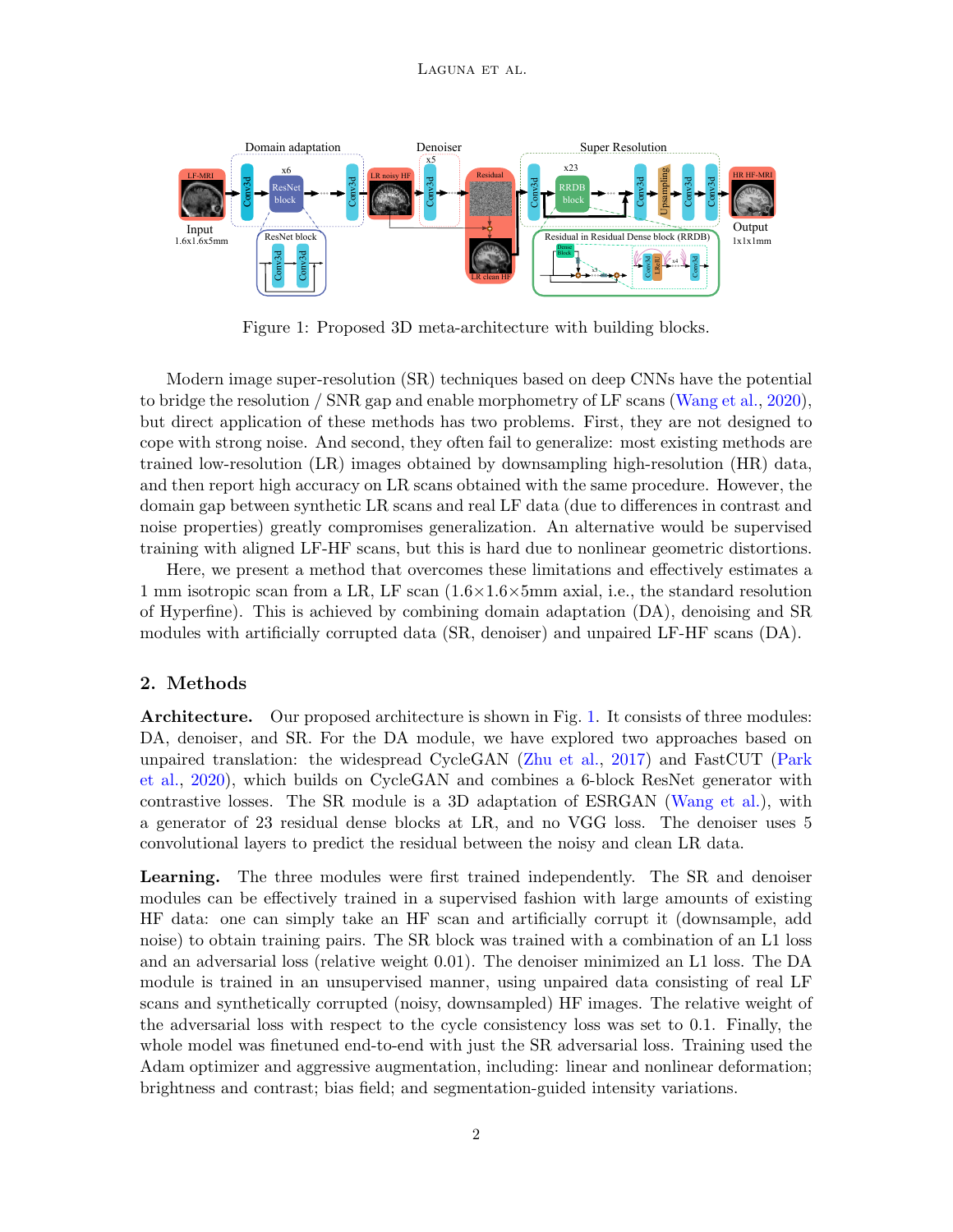Figure 1: Proposed 3D meta-architecture with building blocks.

Modern image super-resolution (SR) techniques based on deep CNNs have the potential to bridge the resolution / SNR gap and enable morphometry of LF scans (Wang et al., 2020), but direct application of these methods has two problems. First, they are not designed to cope with strong noise. And second, they often fail to generalize: most existing methods are trained low-resolution (LR) images obtained by downsampling high-resolution (HR) data, and then report high accuracy on LR scans obtained with the same procedure. However, the domain gap between synthetic LR scans and real LF data (due to differences in contrast and noise properties) greatly compromises generalization. An alternative would be supervised training with aligned LF-HF scans, but this is hard due to nonlinear geometric distortions.

Here, we present a method that overcomes these limitations and effectively estimates a 1 mm isotropic scan from a LR, LF scan (1.6×1.6×5mm axial, i.e., the standard resolution of Hyperfine). This is achieved by combining domain adaptation (DA), denoising and SR modules with artificially corrupted data (SR, denoiser) and unpaired LF-HF scans (DA).

## 2. Methods

**Architecture.** Our proposed architecture is shown in Fig. 1. It consists of three modules: DA, denoiser, and SR. For the DA module, we have explored two approaches based on unpaired translation: the widespread CycleGAN (Zhu et al., 2017) and FastCUT (Park et al., 2020), which builds on CycleGAN and combines a 6-block ResNet generator with contrastive losses. The SR module is a 3D adaptation of ESRGAN (Wang et al.), with a generator of 23 residual dense blocks at LR, and no VGG loss. The denoiser uses 5 convolutional layers to predict the residual between the noisy and clean LR data.

**Learning.** The three modules were first trained independently. The SR and denoiser modules can be effectively trained in a supervised fashion with large amounts of existing HF data: one can simply take an HF scan and artificially corrupt it (downsample, add noise) to obtain training pairs. The SR block was trained with a combination of an L1 loss and an adversarial loss (relative weight 0.01). The denoiser minimized an L1 loss. The DA module is trained in an unsupervised manner, using unpaired data consisting of real LF scans and synthetically corrupted (noisy, downsampled) HF images. The relative weight of the adversarial loss with respect to the cycle consistency loss was set to 0.1. Finally, the whole model was finetuned end-to-end with just the SR adversarial loss. Training used the Adam optimizer and aggressive augmentation, including: linear and nonlinear deformation; brightness and contrast; bias field; and segmentation-guided intensity variations.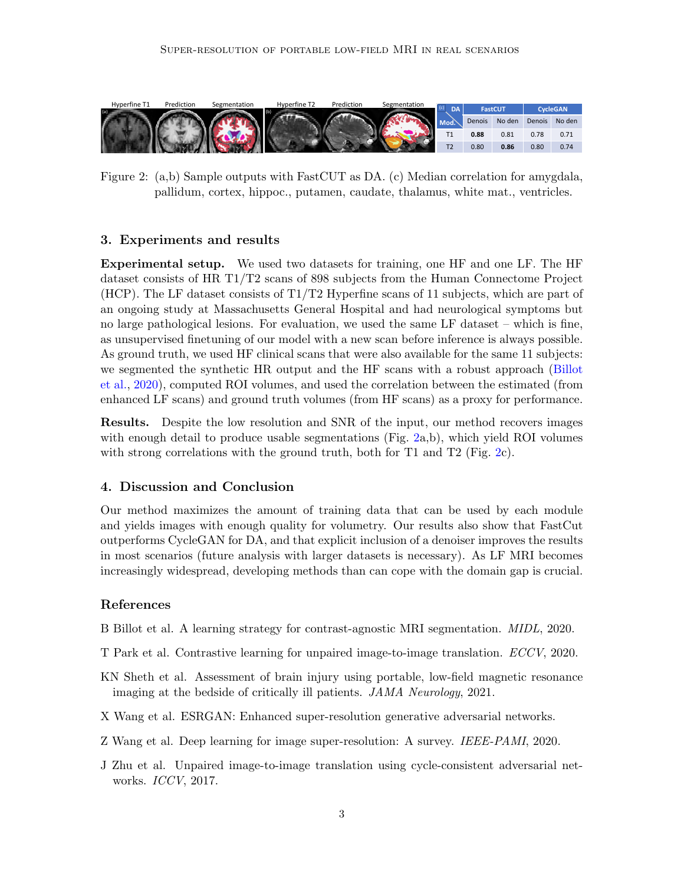| (c) DA / Mod. | FastCUT | | CycleGAN | |
|---|---|---|---|---|
| | Denois | No den | Denois | No den |
| T1 | **0.88** | 0.81 | 0.78 | 0.71 |
| T2 | 0.80 | **0.86** | 0.80 | 0.74 |

Figure 2: (a,b) Sample outputs with FastCUT as DA. (c) Median correlation for amygdala, pallidum, cortex, hippoc., putamen, caudate, thalamus, white mat., ventricles.

## 3. Experiments and results

**Experimental setup.** We used two datasets for training, one HF and one LF. The HF dataset consists of HR T1/T2 scans of 898 subjects from the Human Connectome Project (HCP). The LF dataset consists of T1/T2 Hyperfine scans of 11 subjects, which are part of an ongoing study at Massachusetts General Hospital and had neurological symptoms but no large pathological lesions. For evaluation, we used the same LF dataset – which is fine, as unsupervised finetuning of our model with a new scan before inference is always possible. As ground truth, we used HF clinical scans that were also available for the same 11 subjects: we segmented the synthetic HR output and the HF scans with a robust approach (Billot et al., 2020), computed ROI volumes, and used the correlation between the estimated (from enhanced LF scans) and ground truth volumes (from HF scans) as a proxy for performance.

**Results.** Despite the low resolution and SNR of the input, our method recovers images with enough detail to produce usable segmentations (Fig. 2a,b), which yield ROI volumes with strong correlations with the ground truth, both for T1 and T2 (Fig. 2c).

## 4. Discussion and Conclusion

Our method maximizes the amount of training data that can be used by each module and yields images with enough quality for volumetry. Our results also show that FastCut outperforms CycleGAN for DA, and that explicit inclusion of a denoiser improves the results in most scenarios (future analysis with larger datasets is necessary). As LF MRI becomes increasingly widespread, developing methods than can cope with the domain gap is crucial.

## References

B Billot et al. A learning strategy for contrast-agnostic MRI segmentation. *MIDL*, 2020.

T Park et al. Contrastive learning for unpaired image-to-image translation. *ECCV*, 2020.

KN Sheth et al. Assessment of brain injury using portable, low-field magnetic resonance imaging at the bedside of critically ill patients. *JAMA Neurology*, 2021.

X Wang et al. ESRGAN: Enhanced super-resolution generative adversarial networks.

Z Wang et al. Deep learning for image super-resolution: A survey. *IEEE-PAMI*, 2020.

J Zhu et al. Unpaired image-to-image translation using cycle-consistent adversarial networks. *ICCV*, 2017.